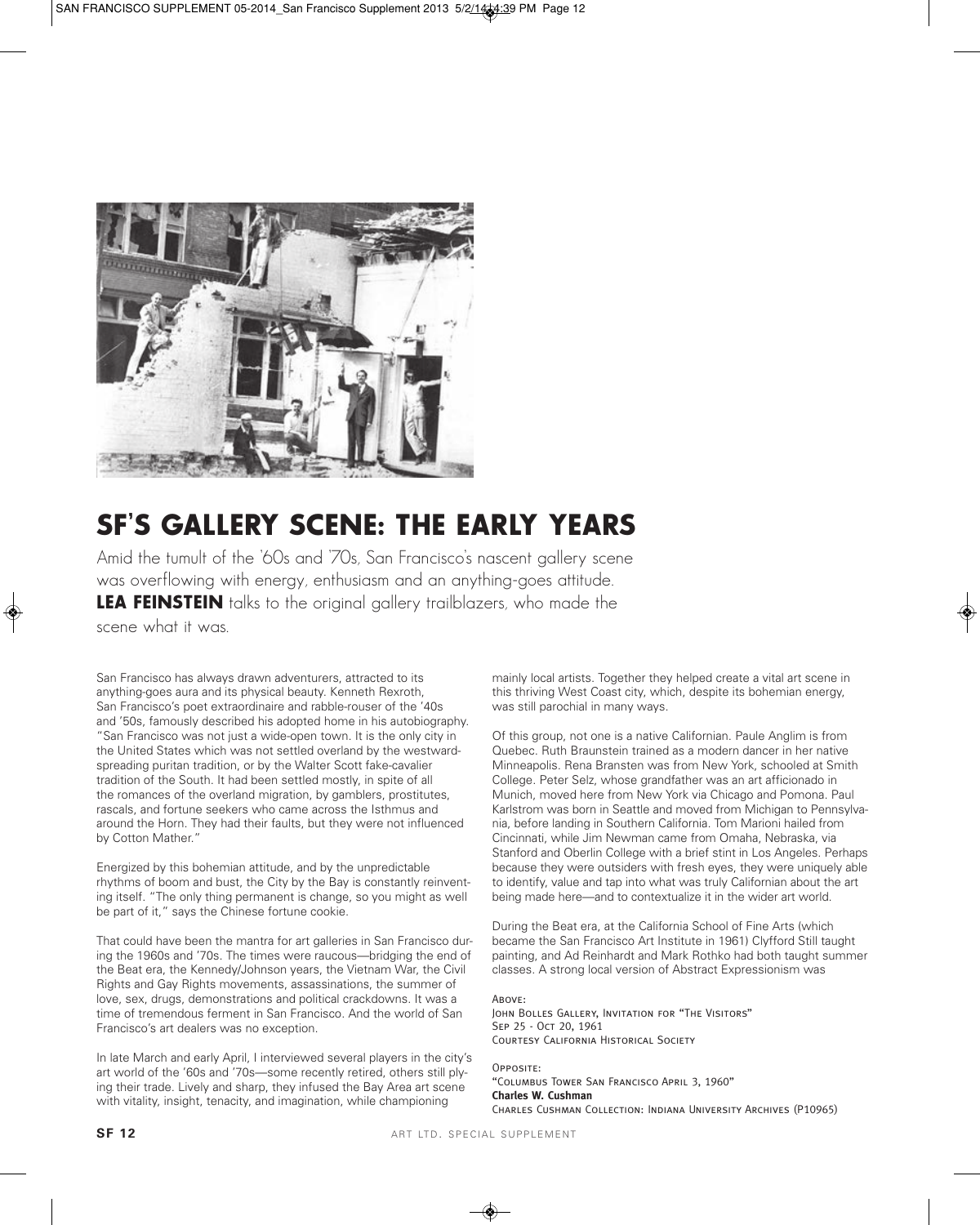# SF'S GALLERY SCENE: THE EARLY YEARS

Amid the tumult of the '60s and '70s, San Francisco's nascent gallery scene was overflowing with energy, enthusiasm and an anything-goes attitude. **LEA FEINSTEIN** talks to the original gallery trailblazers, who made the scene what it was.

San Francisco has always drawn adventurers, attracted to its anything-goes aura and its physical beauty. Kenneth Rexroth, San Francisco's poet extraordinaire and rabble-rouser of the '40s and '50s, famously described his adopted home in his autobiography. "San Francisco was not just a wide-open town. It is the only city in the United States which was not settled overland by the westward-spreading puritan tradition, or by the Walter Scott fake-cavalier tradition of the South. It had been settled mostly, in spite of all the romances of the overland migration, by gamblers, prostitutes, rascals, and fortune seekers who came across the Isthmus and around the Horn. They had their faults, but they were not influenced by Cotton Mather."

Energized by this bohemian attitude, and by the unpredictable rhythms of boom and bust, the City by the Bay is constantly reinventing itself. "The only thing permanent is change, so you might as well be part of it," says the Chinese fortune cookie.

That could have been the mantra for art galleries in San Francisco during the 1960s and '70s. The times were raucous—bridging the end of the Beat era, the Kennedy/Johnson years, the Vietnam War, the Civil Rights and Gay Rights movements, assassinations, the summer of love, sex, drugs, demonstrations and political crackdowns. It was a time of tremendous ferment in San Francisco. And the world of San Francisco's art dealers was no exception.

In late March and early April, I interviewed several players in the city's art world of the '60s and '70s—some recently retired, others still plying their trade. Lively and sharp, they infused the Bay Area art scene with vitality, insight, tenacity, and imagination, while championing mainly local artists. Together they helped create a vital art scene in this thriving West Coast city, which, despite its bohemian energy, was still parochial in many ways.

Of this group, not one is a native Californian. Paule Anglim is from Quebec. Ruth Braunstein trained as a modern dancer in her native Minneapolis. Rena Bransten was from New York, schooled at Smith College. Peter Selz, whose grandfather was an art afficionado in Munich, moved here from New York via Chicago and Pomona. Paul Karlstrom was born in Seattle and moved from Michigan to Pennsylvania, before landing in Southern California. Tom Marioni hailed from Cincinnati, while Jim Newman came from Omaha, Nebraska, via Stanford and Oberlin College with a brief stint in Los Angeles. Perhaps because they were outsiders with fresh eyes, they were uniquely able to identify, value and tap into what was truly Californian about the art being made here—and to contextualize it in the wider art world.

During the Beat era, at the California School of Fine Arts (which became the San Francisco Art Institute in 1961) Clyfford Still taught painting, and Ad Reinhardt and Mark Rothko had both taught summer classes. A strong local version of Abstract Expressionism was

ABOVE:
JOHN BOLLES GALLERY, INVITATION FOR "THE VISITORS"
SEP 25 - OCT 20, 1961
COURTESY CALIFORNIA HISTORICAL SOCIETY

OPPOSITE:
"COLUMBUS TOWER SAN FRANCISCO APRIL 3, 1960"
**Charles W. Cushman**
CHARLES CUSHMAN COLLECTION: INDIANA UNIVERSITY ARCHIVES (P10965)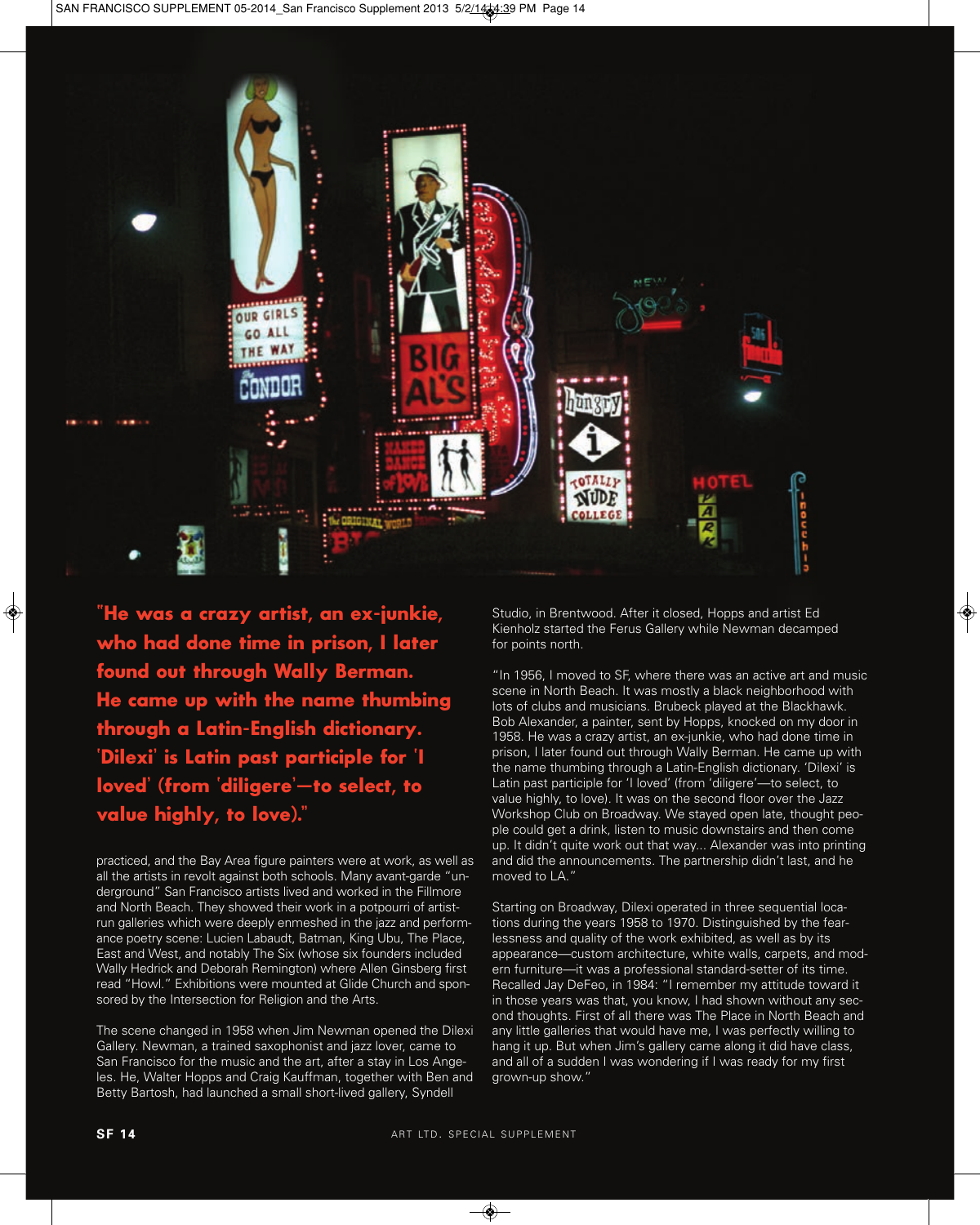**"He was a crazy artist, an ex-junkie, who had done time in prison, I later found out through Wally Berman. He came up with the name thumbing through a Latin-English dictionary. 'Dilexi' is Latin past participle for 'I loved' (from 'diligere'—to select, to value highly, to love)."**

practiced, and the Bay Area figure painters were at work, as well as all the artists in revolt against both schools. Many avant-garde "underground" San Francisco artists lived and worked in the Fillmore and North Beach. They showed their work in a potpourri of artist-run galleries which were deeply enmeshed in the jazz and performance poetry scene: Lucien Labaudt, Batman, King Ubu, The Place, East and West, and notably The Six (whose six founders included Wally Hedrick and Deborah Remington) where Allen Ginsberg first read "Howl." Exhibitions were mounted at Glide Church and sponsored by the Intersection for Religion and the Arts.

The scene changed in 1958 when Jim Newman opened the Dilexi Gallery. Newman, a trained saxophonist and jazz lover, came to San Francisco for the music and the art, after a stay in Los Angeles. He, Walter Hopps and Craig Kauffman, together with Ben and Betty Bartosh, had launched a small short-lived gallery, Syndell Studio, in Brentwood. After it closed, Hopps and artist Ed Kienholz started the Ferus Gallery while Newman decamped for points north.

"In 1956, I moved to SF, where there was an active art and music scene in North Beach. It was mostly a black neighborhood with lots of clubs and musicians. Brubeck played at the Blackhawk. Bob Alexander, a painter, sent by Hopps, knocked on my door in 1958. He was a crazy artist, an ex-junkie, who had done time in prison, I later found out through Wally Berman. He came up with the name thumbing through a Latin-English dictionary. 'Dilexi' is Latin past participle for 'I loved' (from 'diligere'—to select, to value highly, to love). It was on the second floor over the Jazz Workshop Club on Broadway. We stayed open late, thought people could get a drink, listen to music downstairs and then come up. It didn't quite work out that way... Alexander was into printing and did the announcements. The partnership didn't last, and he moved to LA."

Starting on Broadway, Dilexi operated in three sequential locations during the years 1958 to 1970. Distinguished by the fearlessness and quality of the work exhibited, as well as by its appearance—custom architecture, white walls, carpets, and modern furniture—it was a professional standard-setter of its time. Recalled Jay DeFeo, in 1984: "I remember my attitude toward it in those years was that, you know, I had shown without any second thoughts. First of all there was The Place in North Beach and any little galleries that would have me, I was perfectly willing to hang it up. But when Jim's gallery came along it did have class, and all of a sudden I was wondering if I was ready for my first grown-up show."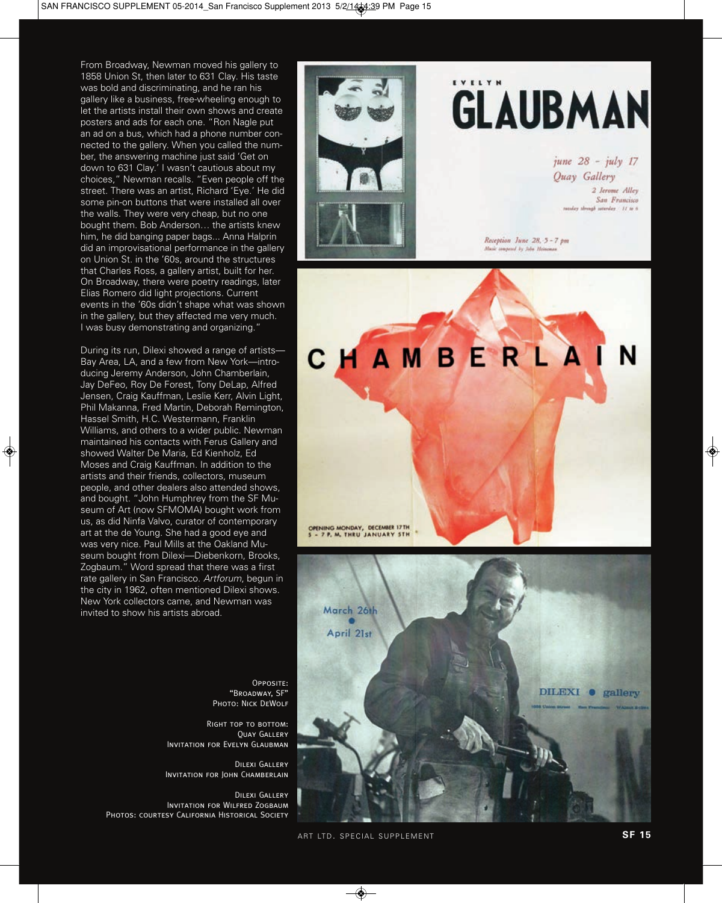From Broadway, Newman moved his gallery to 1858 Union St, then later to 631 Clay. His taste was bold and discriminating, and he ran his gallery like a business, free-wheeling enough to let the artists install their own shows and create posters and ads for each one. "Ron Nagle put an ad on a bus, which had a phone number connected to the gallery. When you called the number, the answering machine just said 'Get on down to 631 Clay.' I wasn't cautious about my choices," Newman recalls. "Even people off the street. There was an artist, Richard 'Eye.' He did some pin-on buttons that were installed all over the walls. They were very cheap, but no one bought them. Bob Anderson… the artists knew him, he did banging paper bags... Anna Halprin did an improvisational performance in the gallery on Union St. in the '60s, around the structures that Charles Ross, a gallery artist, built for her. On Broadway, there were poetry readings, later Elias Romero did light projections. Current events in the '60s didn't shape what was shown in the gallery, but they affected me very much. I was busy demonstrating and organizing."

During its run, Dilexi showed a range of artists—Bay Area, LA, and a few from New York—introducing Jeremy Anderson, John Chamberlain, Jay DeFeo, Roy De Forest, Tony DeLap, Alfred Jensen, Craig Kauffman, Leslie Kerr, Alvin Light, Phil Makanna, Fred Martin, Deborah Remington, Hassel Smith, H.C. Westermann, Franklin Williams, and others to a wider public. Newman maintained his contacts with Ferus Gallery and showed Walter De Maria, Ed Kienholz, Ed Moses and Craig Kauffman. In addition to the artists and their friends, collectors, museum people, and other dealers also attended shows, and bought. "John Humphrey from the SF Museum of Art (now SFMOMA) bought work from us, as did Ninfa Valvo, curator of contemporary art at the de Young. She had a good eye and was very nice. Paul Mills at the Oakland Museum bought from Dilexi—Diebenkorn, Brooks, Zogbaum." Word spread that there was a first rate gallery in San Francisco. *Artforum*, begun in the city in 1962, often mentioned Dilexi shows. New York collectors came, and Newman was invited to show his artists abroad.

Opposite:
"Broadway, SF"
Photo: Nick DeWolf

Right top to bottom:
Quay Gallery
Invitation for Evelyn Glaubman

Dilexi Gallery
Invitation for John Chamberlain

Dilexi Gallery
Invitation for Wilfred Zogbaum
Photos: courtesy California Historical Society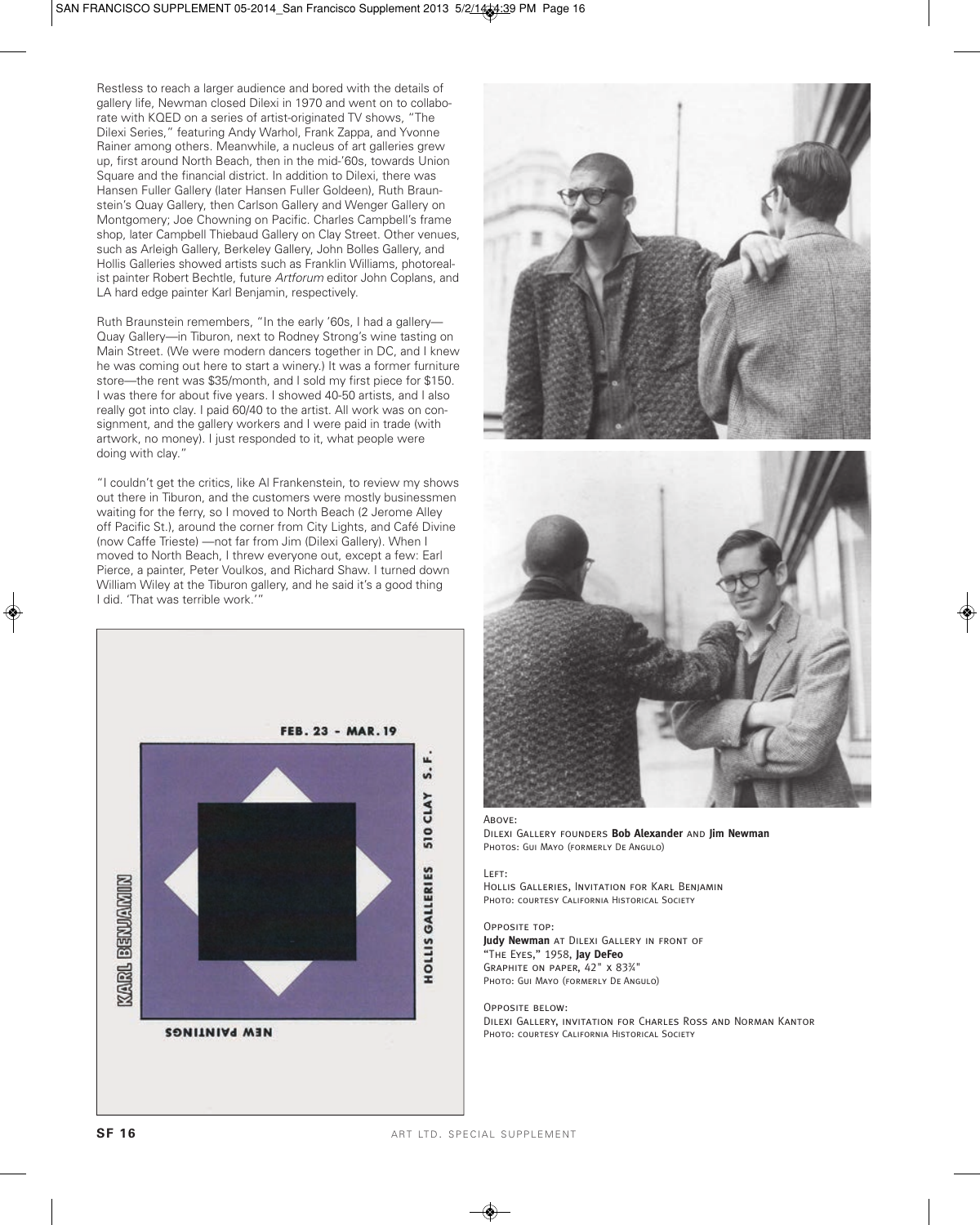Restless to reach a larger audience and bored with the details of gallery life, Newman closed Dilexi in 1970 and went on to collaborate with KQED on a series of artist-originated TV shows, "The Dilexi Series," featuring Andy Warhol, Frank Zappa, and Yvonne Rainer among others. Meanwhile, a nucleus of art galleries grew up, first around North Beach, then in the mid-'60s, towards Union Square and the financial district. In addition to Dilexi, there was Hansen Fuller Gallery (later Hansen Fuller Goldeen), Ruth Braunstein's Quay Gallery, then Carlson Gallery and Wenger Gallery on Montgomery; Joe Chowning on Pacific. Charles Campbell's frame shop, later Campbell Thiebaud Gallery on Clay Street. Other venues, such as Arleigh Gallery, Berkeley Gallery, John Bolles Gallery, and Hollis Galleries showed artists such as Franklin Williams, photorealist painter Robert Bechtle, future *Artforum* editor John Coplans, and LA hard edge painter Karl Benjamin, respectively.

Ruth Braunstein remembers, "In the early '60s, I had a gallery—Quay Gallery—in Tiburon, next to Rodney Strong's wine tasting on Main Street. (We were modern dancers together in DC, and I knew he was coming out here to start a winery.) It was a former furniture store—the rent was $35/month, and I sold my first piece for $150. I was there for about five years. I showed 40-50 artists, and I also really got into clay. I paid 60/40 to the artist. All work was on consignment, and the gallery workers and I were paid in trade (with artwork, no money). I just responded to it, what people were doing with clay."

"I couldn't get the critics, like Al Frankenstein, to review my shows out there in Tiburon, and the customers were mostly businessmen waiting for the ferry, so I moved to North Beach (2 Jerome Alley off Pacific St.), around the corner from City Lights, and Café Divine (now Caffe Trieste) —not far from Jim (Dilexi Gallery). When I moved to North Beach, I threw everyone out, except a few: Earl Pierce, a painter, Peter Voulkos, and Richard Shaw. I turned down William Wiley at the Tiburon gallery, and he said it's a good thing I did. 'That was terrible work.'"

ABOVE:
DILEXI GALLERY FOUNDERS **Bob Alexander** AND **Jim Newman**
PHOTOS: GUI MAYO (FORMERLY DE ANGULO)

LEFT:
HOLLIS GALLERIES, INVITATION FOR KARL BENJAMIN
PHOTO: COURTESY CALIFORNIA HISTORICAL SOCIETY

OPPOSITE TOP:
**Judy Newman** AT DILEXI GALLERY IN FRONT OF "THE EYES," 1958, **Jay DeFeo**
GRAPHITE ON PAPER, 42" x 83¾"
PHOTO: GUI MAYO (FORMERLY DE ANGULO)

OPPOSITE BELOW:
DILEXI GALLERY, INVITATION FOR CHARLES ROSS AND NORMAN KANTOR
PHOTO: COURTESY CALIFORNIA HISTORICAL SOCIETY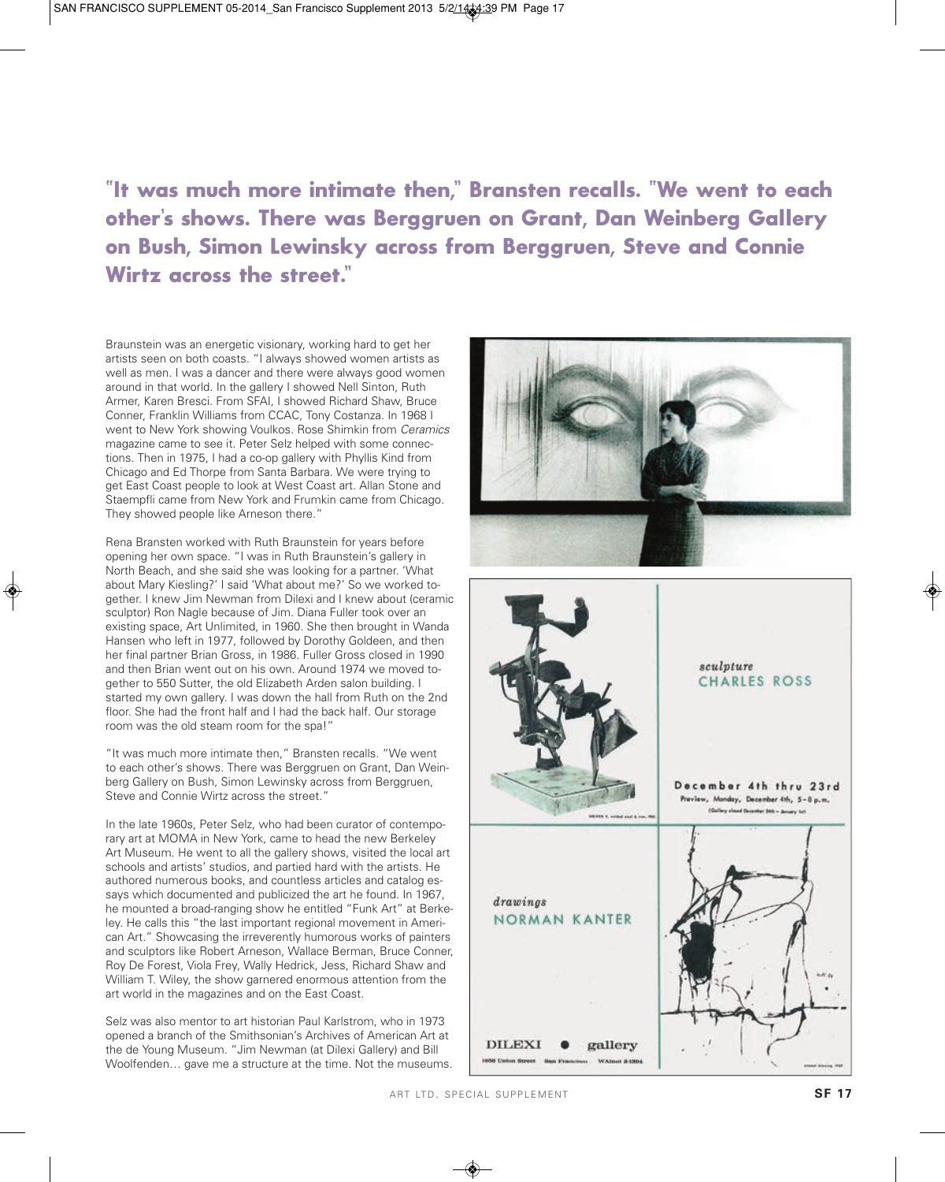**"It was much more intimate then," Branstens recalls. "We went to each other's shows. There was Berggruen on Grant, Dan Weinberg Gallery on Bush, Simon Lewinsky across from Berggruen, Steve and Connie Wirtz across the street."**

Braunstein was an energetic visionary, working hard to get her artists seen on both coasts. "I always showed women artists as well as men. I was a dancer and there were always good women around in that world. In the gallery I showed Nell Sinton, Ruth Armer, Karen Bresci. From SFAI, I showed Richard Shaw, Bruce Conner, Franklin Williams from CCAC, Tony Costanza. In 1968 I went to New York showing Voulkos. Rose Shimkin from *Ceramics* magazine came to see it. Peter Selz helped with some connections. Then in 1975, I had a co-op gallery with Phyllis Kind from Chicago and Ed Thorpe from Santa Barbara. We were trying to get East Coast people to look at West Coast art. Allan Stone and Staempfli came from New York and Frumkin came from Chicago. They showed people like Arneson there."

Rena Bransten worked with Ruth Braunstein for years before opening her own space. "I was in Ruth Braunstein's gallery in North Beach, and she said she was looking for a partner. 'What about Mary Kiesling?' I said 'What about me?' So we worked together. I knew Jim Newman from Dilexi and I knew about (ceramic sculptor) Ron Nagle because of Jim. Diana Fuller took over an existing space, Art Unlimited, in 1960. She then brought in Wanda Hansen who left in 1977, followed by Dorothy Goldeen, and then her final partner Brian Gross, in 1986. Fuller Gross closed in 1990 and then Brian went out on his own. Around 1974 we moved together to 550 Sutter, the old Elizabeth Arden salon building. I started my own gallery. I was down the hall from Ruth on the 2nd floor. She had the front half and I had the back half. Our storage room was the old steam room for the spa!"

"It was much more intimate then," Bransten recalls. "We went to each other's shows. There was Berggruen on Grant, Dan Weinberg Gallery on Bush, Simon Lewinsky across from Berggruen, Steve and Connie Wirtz across the street."

In the late 1960s, Peter Selz, who had been curator of contemporary art at MOMA in New York, came to head the new Berkeley Art Museum. He went to all the gallery shows, visited the local art schools and artists' studios, and partied hard with the artists. He authored numerous books, and countless articles and catalog essays which documented and publicized the art he found. In 1967, he mounted a broad-ranging show he entitled "Funk Art" at Berkeley. He calls this "the last important regional movement in American Art." Showcasing the irreverently humorous works of painters and sculptors like Robert Arneson, Wallace Berman, Bruce Conner, Roy De Forest, Viola Frey, Wally Hedrick, Jess, Richard Shaw and William T. Wiley, the show garnered enormous attention from the art world in the magazines and on the East Coast.

Selz was also mentor to art historian Paul Karlstrom, who in 1973 opened a branch of the Smithsonian's Archives of American Art at the de Young Museum. "Jim Newman (at Dilexi Gallery) and Bill Woolfenden… gave me a structure at the time. Not the museums.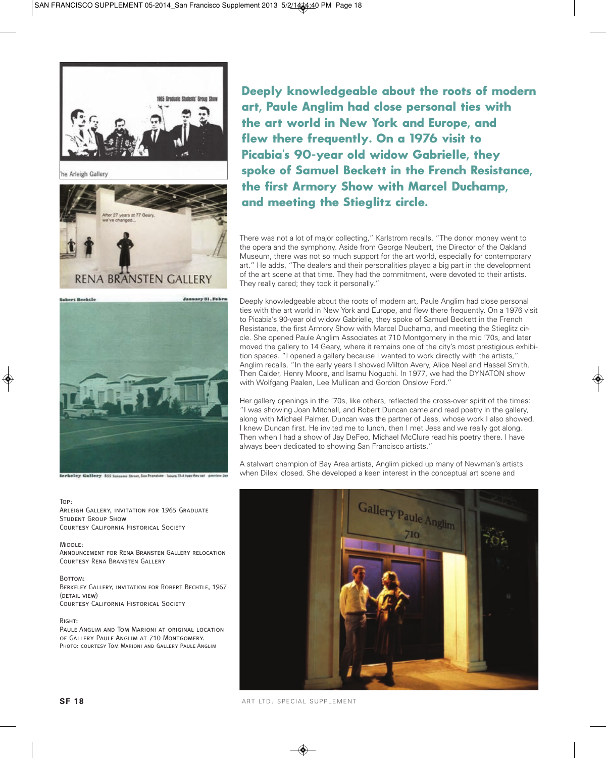**Deeply knowledgeable about the roots of modern art, Paule Anglim had close personal ties with the art world in New York and Europe, and flew there frequently. On a 1976 visit to Picabia's 90-year old widow Gabrielle, they spoke of Samuel Beckett in the French Resistance, the first Armory Show with Marcel Duchamp, and meeting the Stieglitz circle.**

There was not a lot of major collecting," Karlstrom recalls. "The donor money went to the opera and the symphony. Aside from George Neubert, the Director of the Oakland Museum, there was not so much support for the art world, especially for contemporary art." He adds, "The dealers and their personalities played a big part in the development of the art scene at that time. They had the commitment, were devoted to their artists. They really cared; they took it personally."

Deeply knowledgeable about the roots of modern art, Paule Anglim had close personal ties with the art world in New York and Europe, and flew there frequently. On a 1976 visit to Picabia's 90-year old widow Gabrielle, they spoke of Samuel Beckett in the French Resistance, the first Armory Show with Marcel Duchamp, and meeting the Stieglitz circle. She opened Paule Anglim Associates at 710 Montgomery in the mid '70s, and later moved the gallery to 14 Geary, where it remains one of the city's most prestigious exhibition spaces. "I opened a gallery because I wanted to work directly with the artists," Anglim recalls. "In the early years I showed Milton Avery, Alice Neel and Hassel Smith. Then Calder, Henry Moore, and Isamu Noguchi. In 1977, we had the DYNATON show with Wolfgang Paalen, Lee Mullican and Gordon Onslow Ford."

Her gallery openings in the '70s, like others, reflected the cross-over spirit of the times: "I was showing Joan Mitchell, and Robert Duncan came and read poetry in the gallery, along with Michael Palmer. Duncan was the partner of Jess, whose work I also showed. I knew Duncan first. He invited me to lunch, then I met Jess and we really got along. Then when I had a show of Jay DeFeo, Michael McClure read his poetry there. I have always been dedicated to showing San Francisco artists."

A stalwart champion of Bay Area artists, Anglim picked up many of Newman's artists when Dilexi closed. She developed a keen interest in the conceptual art scene and

Top:
Arleigh Gallery, invitation for 1965 Graduate Student Group Show
Courtesy California Historical Society

Middle:
Announcement for Rena Bransten Gallery relocation
Courtesy Rena Bransten Gallery

Bottom:
Berkeley Gallery, invitation for Robert Bechtle, 1967 (detail view)
Courtesy California Historical Society

Right:
Paule Anglim and Tom Marioni at original location of Gallery Paule Anglim at 710 Montgomery.
Photo: courtesy Tom Marioni and Gallery Paule Anglim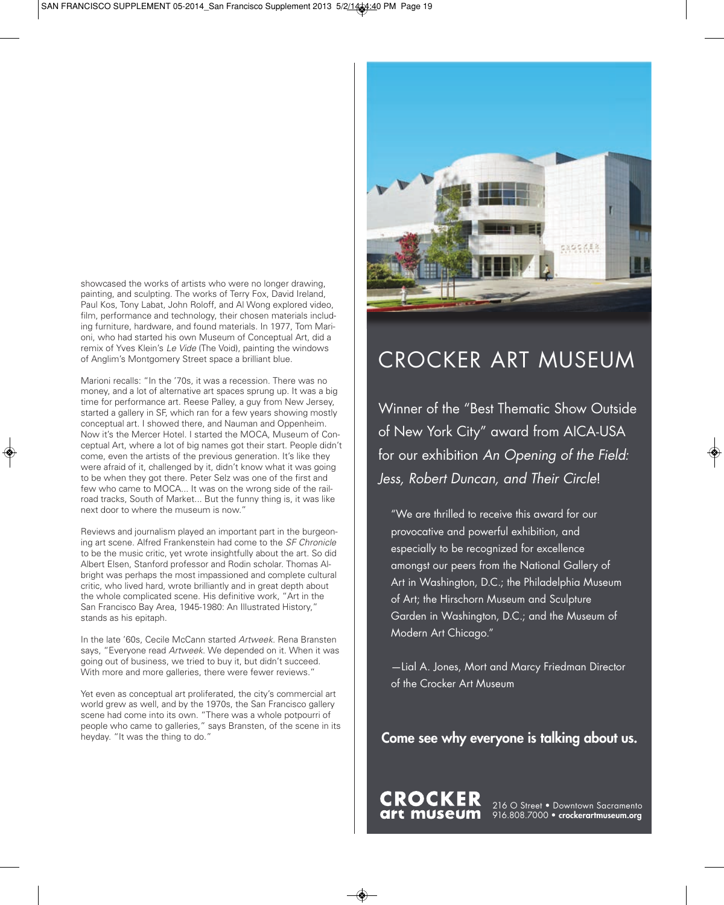showcased the works of artists who were no longer drawing, painting, and sculpting. The works of Terry Fox, David Ireland, Paul Kos, Tony Labat, John Roloff, and Al Wong explored video, film, performance and technology, their chosen materials including furniture, hardware, and found materials. In 1977, Tom Marioni, who had started his own Museum of Conceptual Art, did a remix of Yves Klein's *Le Vide* (The Void), painting the windows of Anglim's Montgomery Street space a brilliant blue.

Marioni recalls: "In the '70s, it was a recession. There was no money, and a lot of alternative art spaces sprung up. It was a big time for performance art. Reese Palley, a guy from New Jersey, started a gallery in SF, which ran for a few years showing mostly conceptual art. I showed there, and Nauman and Oppenheim. Now it's the Mercer Hotel. I started the MOCA, Museum of Conceptual Art, where a lot of big names got their start. People didn't come, even the artists of the previous generation. It's like they were afraid of it, challenged by it, didn't know what it was going to be when they got there. Peter Selz was one of the first and few who came to MOCA... It was on the wrong side of the railroad tracks, South of Market... But the funny thing is, it was like next door to where the museum is now."

Reviews and journalism played an important part in the burgeoning art scene. Alfred Frankenstein had come to the *SF Chronicle* to be the music critic, yet wrote insightfully about the art. So did Albert Elsen, Stanford professor and Rodin scholar. Thomas Albright was perhaps the most impassioned and complete cultural critic, who lived hard, wrote brilliantly and in great depth about the whole complicated scene. His definitive work, "Art in the San Francisco Bay Area, 1945-1980: An Illustrated History," stands as his epitaph.

In the late '60s, Cecile McCann started *Artweek*. Rena Bransten says, "Everyone read *Artweek*. We depended on it. When it was going out of business, we tried to buy it, but didn't succeed. With more and more galleries, there were fewer reviews."

Yet even as conceptual art proliferated, the city's commercial art world grew as well, and by the 1970s, the San Francisco gallery scene had come into its own. "There was a whole potpourri of people who came to galleries," says Bransten, of the scene in its heyday. "It was the thing to do."

# CROCKER ART MUSEUM

Winner of the "Best Thematic Show Outside of New York City" award from AICA-USA for our exhibition *An Opening of the Field: Jess, Robert Duncan, and Their Circle*!

"We are thrilled to receive this award for our provocative and powerful exhibition, and especially to be recognized for excellence amongst our peers from the National Gallery of Art in Washington, D.C.; the Philadelphia Museum of Art; the Hirschorn Museum and Sculpture Garden in Washington, D.C.; and the Museum of Modern Art Chicago."

—Lial A. Jones, Mort and Marcy Friedman Director of the Crocker Art Museum

**Come see why everyone is talking about us.**

**CROCKER art museum**

216 O Street • Downtown Sacramento
916.808.7000 • **crockerartmuseum.org**